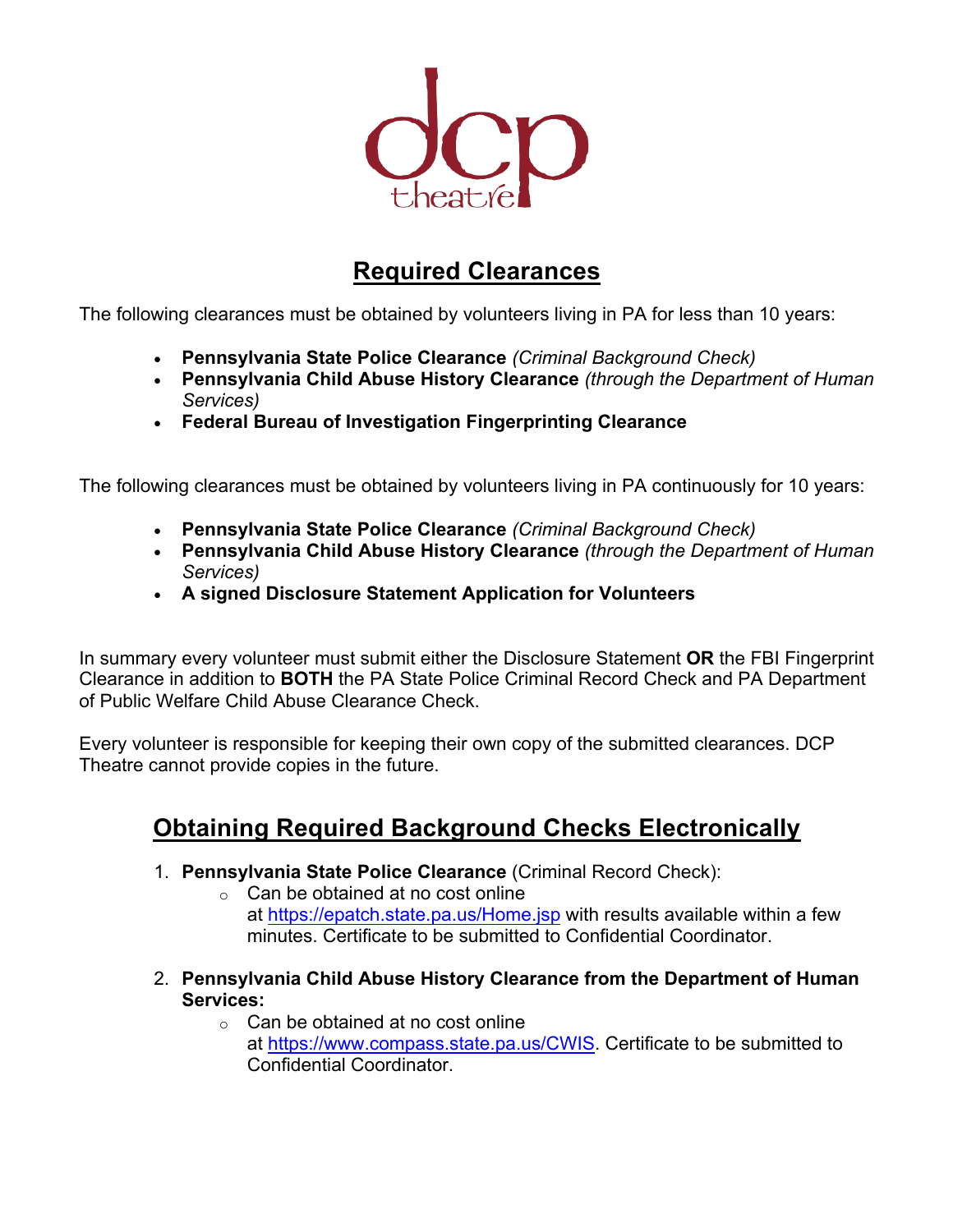dcp theatre

# Required Clearances

The following clearances must be obtained by volunteers living in PA for less than 10 years:

- **Pennsylvania State Police Clearance** *(Criminal Background Check)*
- **Pennsylvania Child Abuse History Clearance** *(through the Department of Human Services)*
- **Federal Bureau of Investigation Fingerprinting Clearance**

The following clearances must be obtained by volunteers living in PA continuously for 10 years:

- **Pennsylvania State Police Clearance** *(Criminal Background Check)*
- **Pennsylvania Child Abuse History Clearance** *(through the Department of Human Services)*
- **A signed Disclosure Statement Application for Volunteers**

In summary every volunteer must submit either the Disclosure Statement **OR** the FBI Fingerprint Clearance in addition to **BOTH** the PA State Police Criminal Record Check and PA Department of Public Welfare Child Abuse Clearance Check.

Every volunteer is responsible for keeping their own copy of the submitted clearances. DCP Theatre cannot provide copies in the future.

## Obtaining Required Background Checks Electronically

1. **Pennsylvania State Police Clearance** (Criminal Record Check):
   - Can be obtained at no cost online at https://epatch.state.pa.us/Home.jsp with results available within a few minutes. Certificate to be submitted to Confidential Coordinator.

2. **Pennsylvania Child Abuse History Clearance from the Department of Human Services:**
   - Can be obtained at no cost online at https://www.compass.state.pa.us/CWIS. Certificate to be submitted to Confidential Coordinator.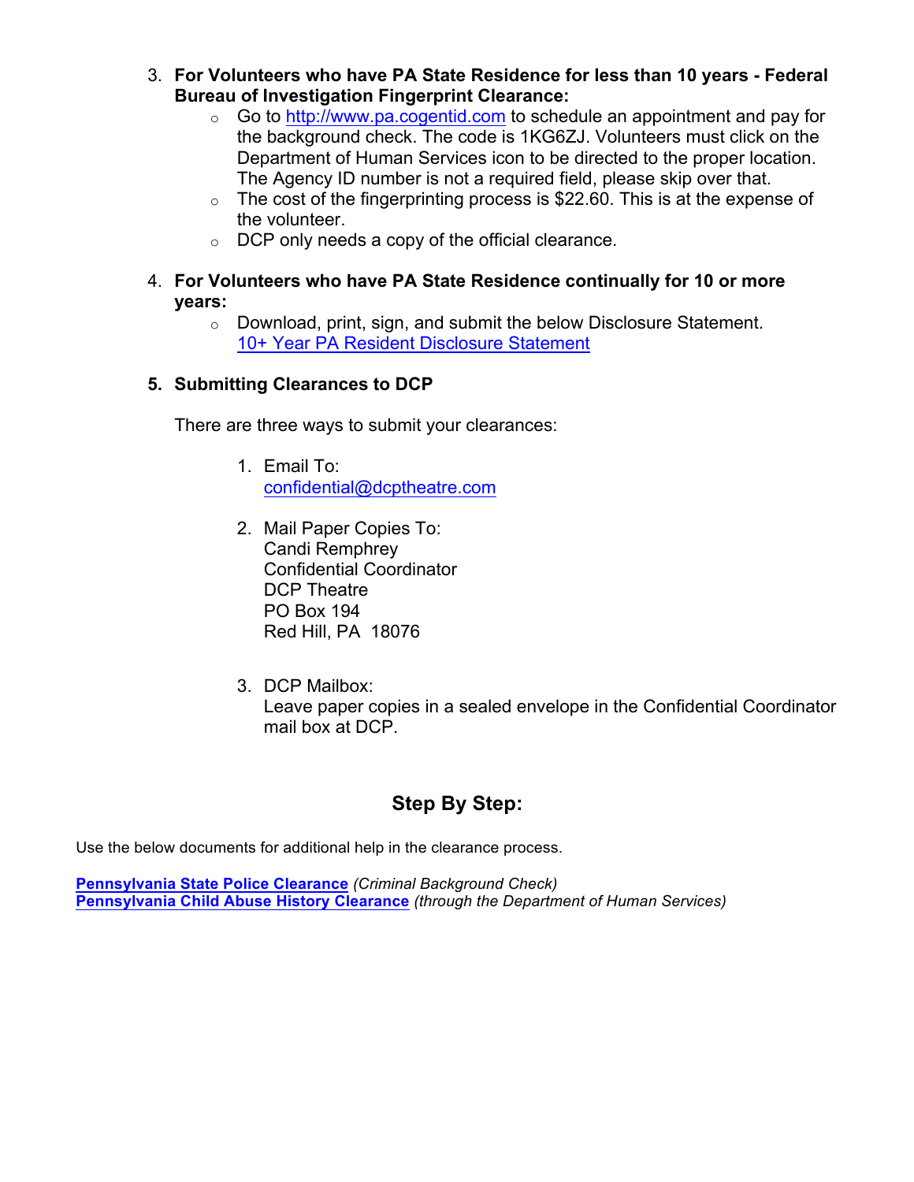3. **For Volunteers who have PA State Residence for less than 10 years - Federal Bureau of Investigation Fingerprint Clearance:**
   - Go to http://www.pa.cogentid.com to schedule an appointment and pay for the background check. The code is 1KG6ZJ. Volunteers must click on the Department of Human Services icon to be directed to the proper location. The Agency ID number is not a required field, please skip over that.
   - The cost of the fingerprinting process is $22.60. This is at the expense of the volunteer.
   - DCP only needs a copy of the official clearance.

4. **For Volunteers who have PA State Residence continually for 10 or more years:**
   - Download, print, sign, and submit the below Disclosure Statement. 10+ Year PA Resident Disclosure Statement

5. **Submitting Clearances to DCP**

   There are three ways to submit your clearances:

   1. Email To:
      confidential@dcptheatre.com

   2. Mail Paper Copies To:
      Candi Remphrey
      Confidential Coordinator
      DCP Theatre
      PO Box 194
      Red Hill, PA 18076

   3. DCP Mailbox:
      Leave paper copies in a sealed envelope in the Confidential Coordinator mail box at DCP.

## Step By Step:

Use the below documents for additional help in the clearance process.

**Pennsylvania State Police Clearance** *(Criminal Background Check)*
**Pennsylvania Child Abuse History Clearance** *(through the Department of Human Services)*